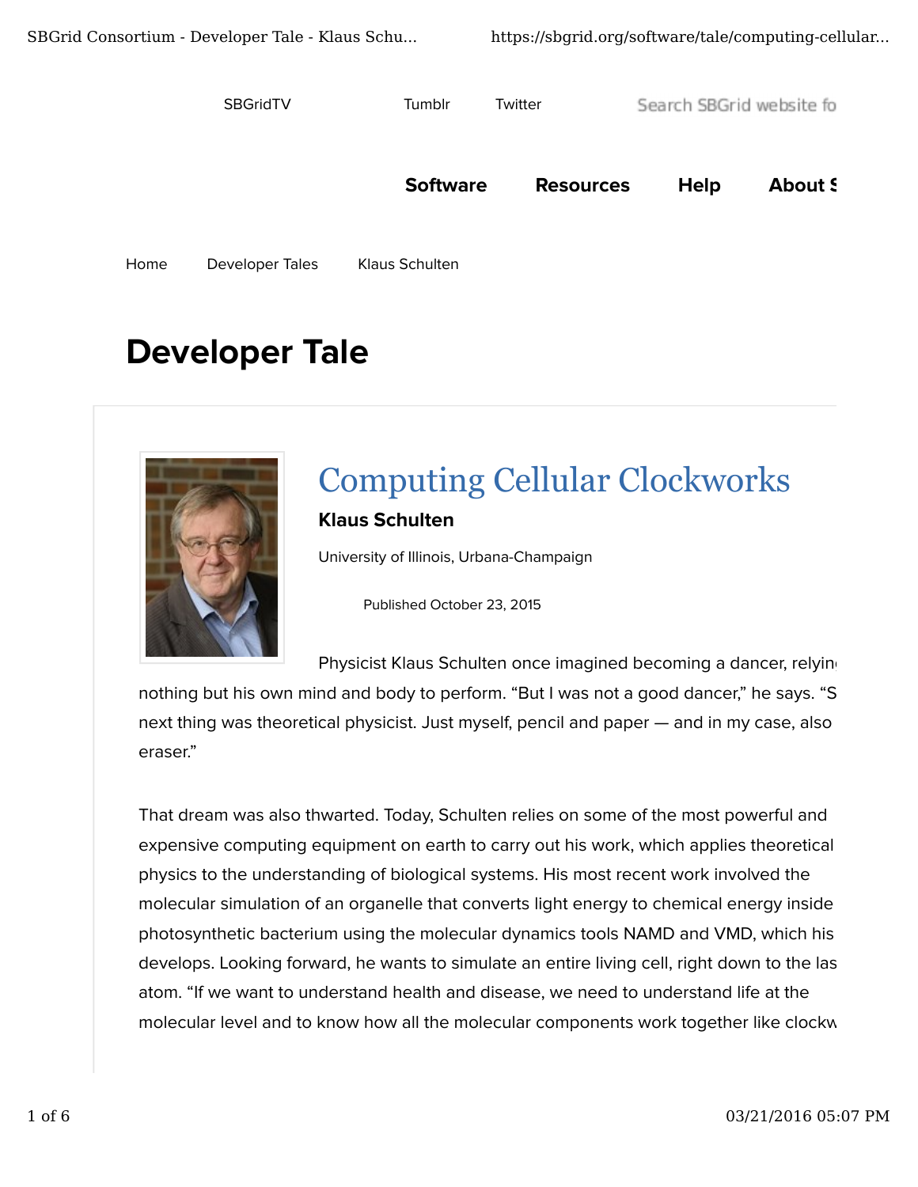SBGridTV Tumblr Twitter

**Software** **Resources** **Help** **About S**

Home Developer Tales Klaus Schulten

# Developer Tale

## Computing Cellular Clockworks

**Klaus Schulten**

University of Illinois, Urbana-Champaign

Published October 23, 2015

Physicist Klaus Schulten once imagined becoming a dancer, relying nothing but his own mind and body to perform. “But I was not a good dancer,” he says. “S next thing was theoretical physicist. Just myself, pencil and paper — and in my case, also eraser.”

That dream was also thwarted. Today, Schulten relies on some of the most powerful and expensive computing equipment on earth to carry out his work, which applies theoretical physics to the understanding of biological systems. His most recent work involved the molecular simulation of an organelle that converts light energy to chemical energy inside photosynthetic bacterium using the molecular dynamics tools NAMD and VMD, which his develops. Looking forward, he wants to simulate an entire living cell, right down to the las atom. “If we want to understand health and disease, we need to understand life at the molecular level and to know how all the molecular components work together like clockw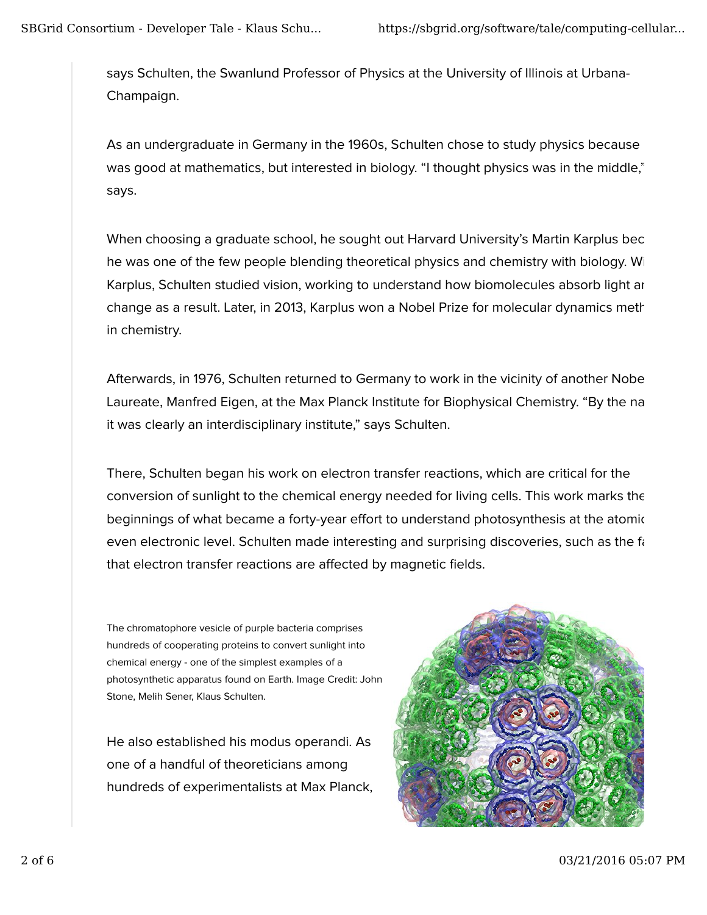says Schulten, the Swanlund Professor of Physics at the University of Illinois at Urbana-Champaign.

As an undergraduate in Germany in the 1960s, Schulten chose to study physics because was good at mathematics, but interested in biology. “I thought physics was in the middle,” says.

When choosing a graduate school, he sought out Harvard University’s Martin Karplus bec he was one of the few people blending theoretical physics and chemistry with biology. Wi Karplus, Schulten studied vision, working to understand how biomolecules absorb light ar change as a result. Later, in 2013, Karplus won a Nobel Prize for molecular dynamics meth in chemistry.

Afterwards, in 1976, Schulten returned to Germany to work in the vicinity of another Nobe Laureate, Manfred Eigen, at the Max Planck Institute for Biophysical Chemistry. “By the na it was clearly an interdisciplinary institute,” says Schulten.

There, Schulten began his work on electron transfer reactions, which are critical for the conversion of sunlight to the chemical energy needed for living cells. This work marks the beginnings of what became a forty-year effort to understand photosynthesis at the atomic even electronic level. Schulten made interesting and surprising discoveries, such as the fa that electron transfer reactions are affected by magnetic fields.

The chromatophore vesicle of purple bacteria comprises hundreds of cooperating proteins to convert sunlight into chemical energy - one of the simplest examples of a photosynthetic apparatus found on Earth. Image Credit: John Stone, Melih Sener, Klaus Schulten.

He also established his modus operandi. As one of a handful of theoreticians among hundreds of experimentalists at Max Planck,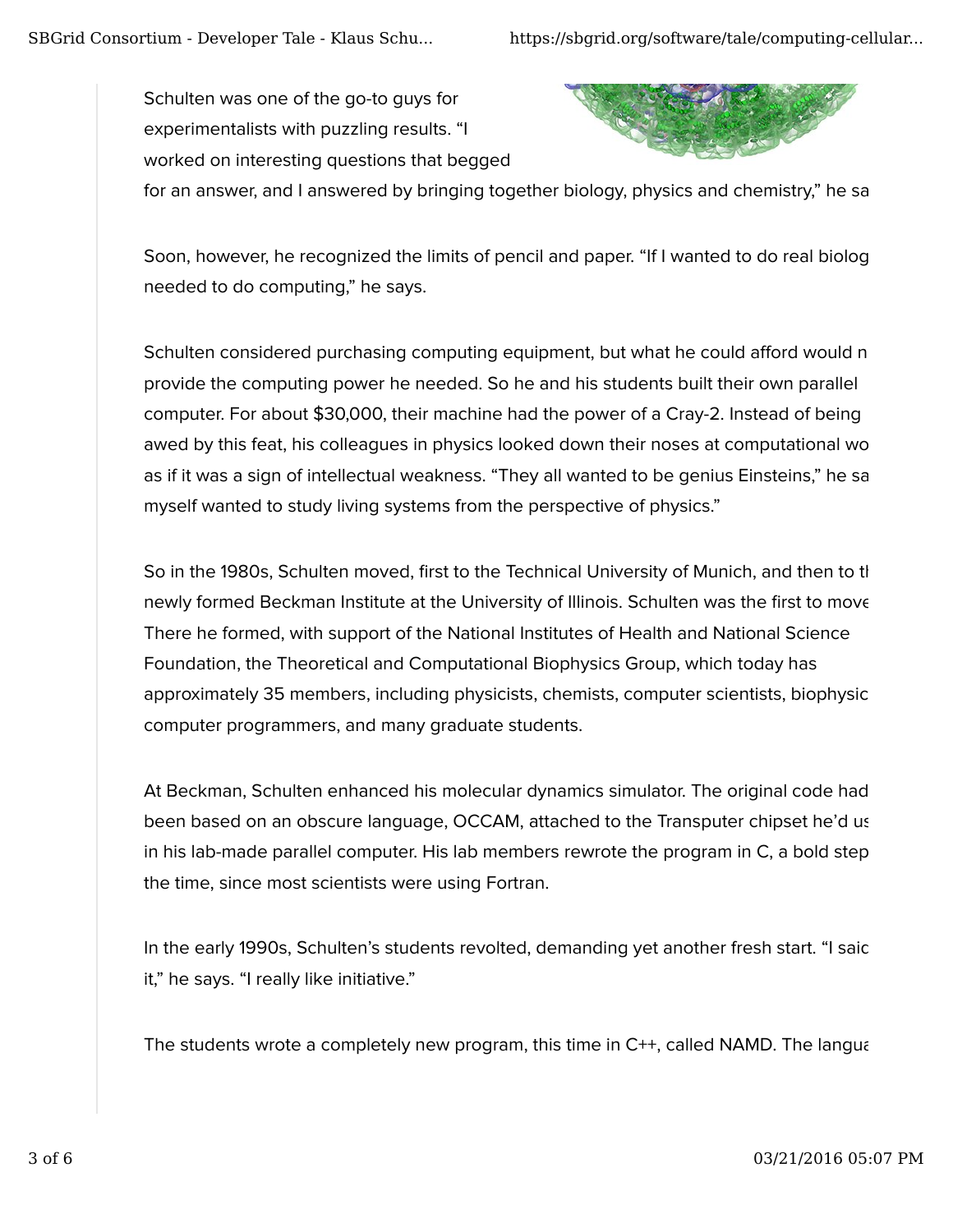Schulten was one of the go-to guys for experimentalists with puzzling results. “I worked on interesting questions that begged for an answer, and I answered by bringing together biology, physics and chemistry,” he sa

Soon, however, he recognized the limits of pencil and paper. “If I wanted to do real biolog needed to do computing,” he says.

Schulten considered purchasing computing equipment, but what he could afford would n provide the computing power he needed. So he and his students built their own parallel computer. For about $30,000, their machine had the power of a Cray-2. Instead of being awed by this feat, his colleagues in physics looked down their noses at computational wo as if it was a sign of intellectual weakness. “They all wanted to be genius Einsteins,” he sa myself wanted to study living systems from the perspective of physics.”

So in the 1980s, Schulten moved, first to the Technical University of Munich, and then to t newly formed Beckman Institute at the University of Illinois. Schulten was the first to move There he formed, with support of the National Institutes of Health and National Science Foundation, the Theoretical and Computational Biophysics Group, which today has approximately 35 members, including physicists, chemists, computer scientists, biophysic computer programmers, and many graduate students.

At Beckman, Schulten enhanced his molecular dynamics simulator. The original code had been based on an obscure language, OCCAM, attached to the Transputer chipset he’d us in his lab-made parallel computer. His lab members rewrote the program in C, a bold step the time, since most scientists were using Fortran.

In the early 1990s, Schulten’s students revolted, demanding yet another fresh start. “I saic it,” he says. “I really like initiative.”

The students wrote a completely new program, this time in C++, called NAMD. The langua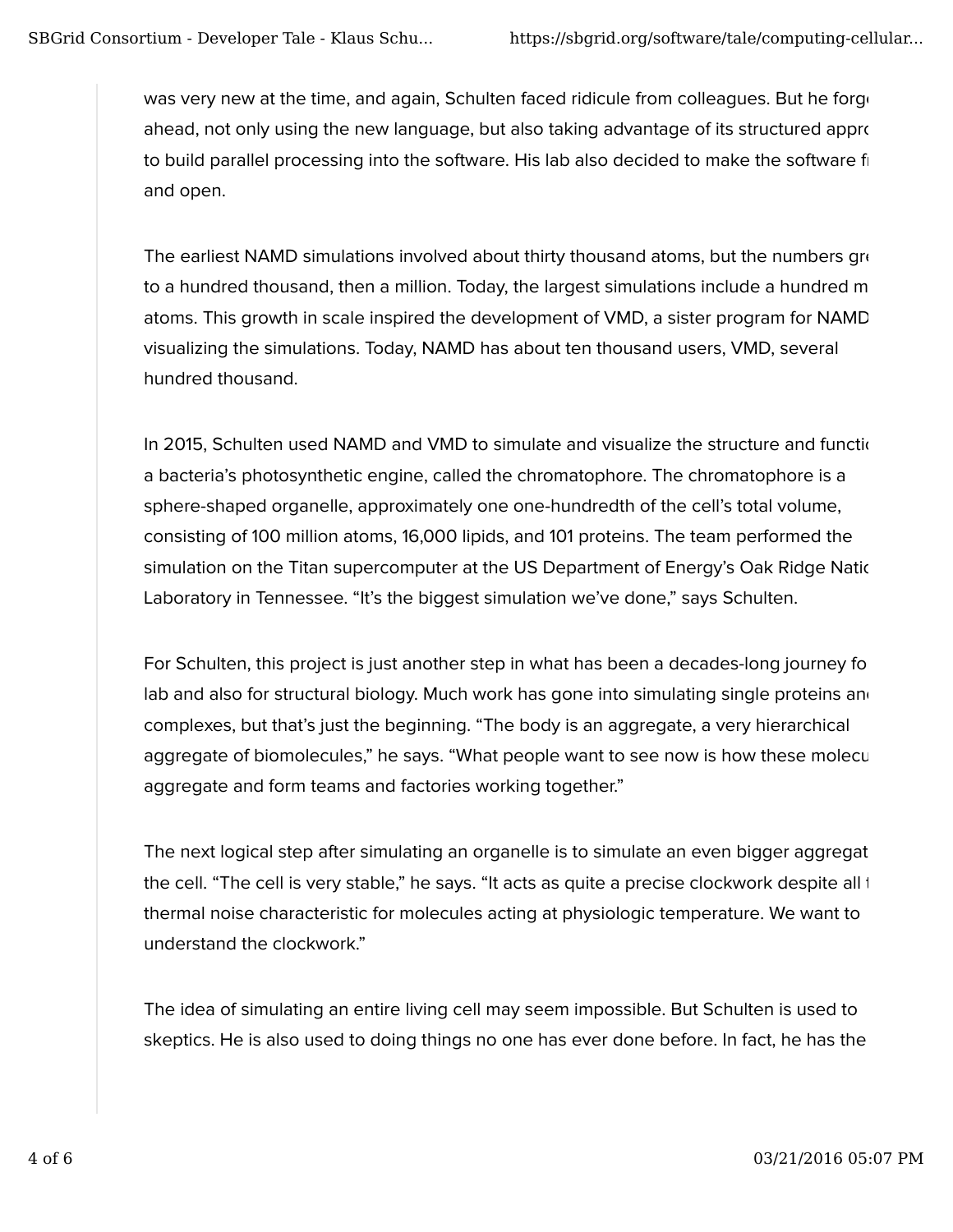was very new at the time, and again, Schulten faced ridicule from colleagues. But he forge ahead, not only using the new language, but also taking advantage of its structured appro to build parallel processing into the software. His lab also decided to make the software fr and open.

The earliest NAMD simulations involved about thirty thousand atoms, but the numbers gre to a hundred thousand, then a million. Today, the largest simulations include a hundred m atoms. This growth in scale inspired the development of VMD, a sister program for NAMD visualizing the simulations. Today, NAMD has about ten thousand users, VMD, several hundred thousand.

In 2015, Schulten used NAMD and VMD to simulate and visualize the structure and functi a bacteria's photosynthetic engine, called the chromatophore. The chromatophore is a sphere-shaped organelle, approximately one one-hundredth of the cell's total volume, consisting of 100 million atoms, 16,000 lipids, and 101 proteins. The team performed the simulation on the Titan supercomputer at the US Department of Energy's Oak Ridge Natio Laboratory in Tennessee. "It's the biggest simulation we've done," says Schulten.

For Schulten, this project is just another step in what has been a decades-long journey fo lab and also for structural biology. Much work has gone into simulating single proteins an complexes, but that's just the beginning. "The body is an aggregate, a very hierarchical aggregate of biomolecules," he says. "What people want to see now is how these molecu aggregate and form teams and factories working together."

The next logical step after simulating an organelle is to simulate an even bigger aggregat the cell. "The cell is very stable," he says. "It acts as quite a precise clockwork despite all t thermal noise characteristic for molecules acting at physiologic temperature. We want to understand the clockwork."

The idea of simulating an entire living cell may seem impossible. But Schulten is used to skeptics. He is also used to doing things no one has ever done before. In fact, he has the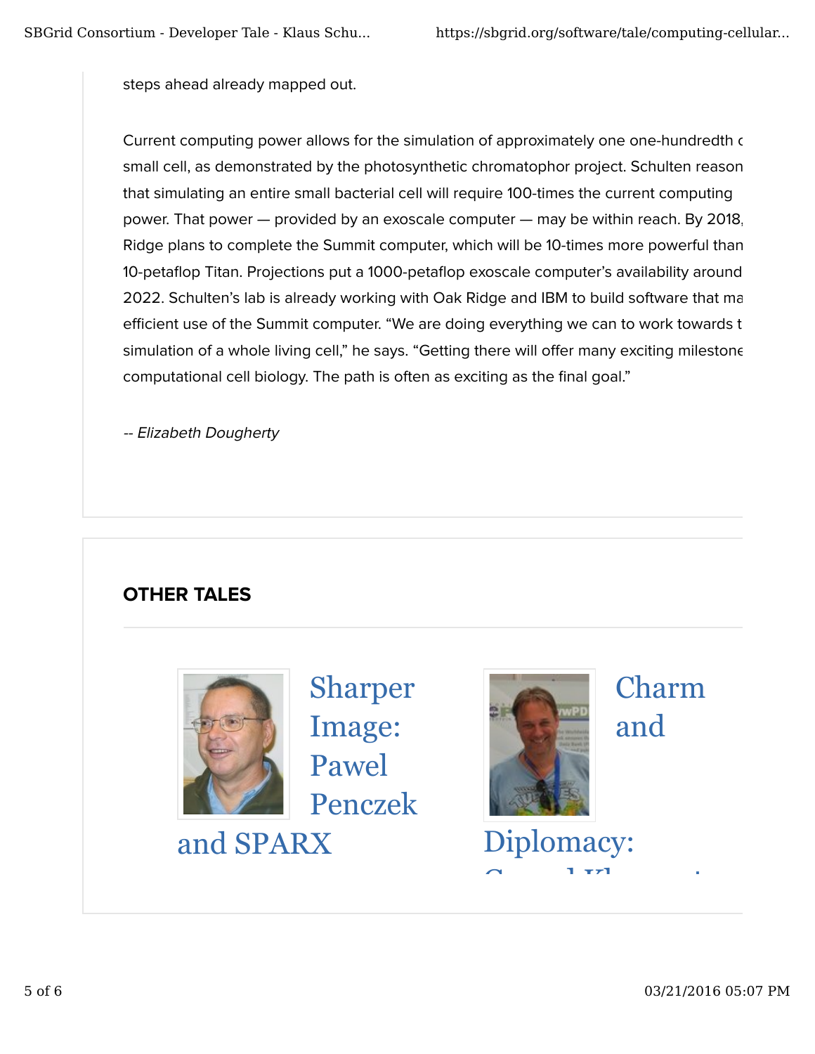steps ahead already mapped out.

Current computing power allows for the simulation of approximately one one-hundredth c small cell, as demonstrated by the photosynthetic chromatophor project. Schulten reason that simulating an entire small bacterial cell will require 100-times the current computing power. That power — provided by an exoscale computer — may be within reach. By 2018, Ridge plans to complete the Summit computer, which will be 10-times more powerful than 10-petaflop Titan. Projections put a 1000-petaflop exoscale computer's availability around 2022. Schulten's lab is already working with Oak Ridge and IBM to build software that ma efficient use of the Summit computer. "We are doing everything we can to work towards t simulation of a whole living cell," he says. "Getting there will offer many exciting milestone computational cell biology. The path is often as exciting as the final goal."

*-- Elizabeth Dougherty*

## OTHER TALES

Sharper Image: Pawel Penczek and SPARX

Charm and Diplomacy: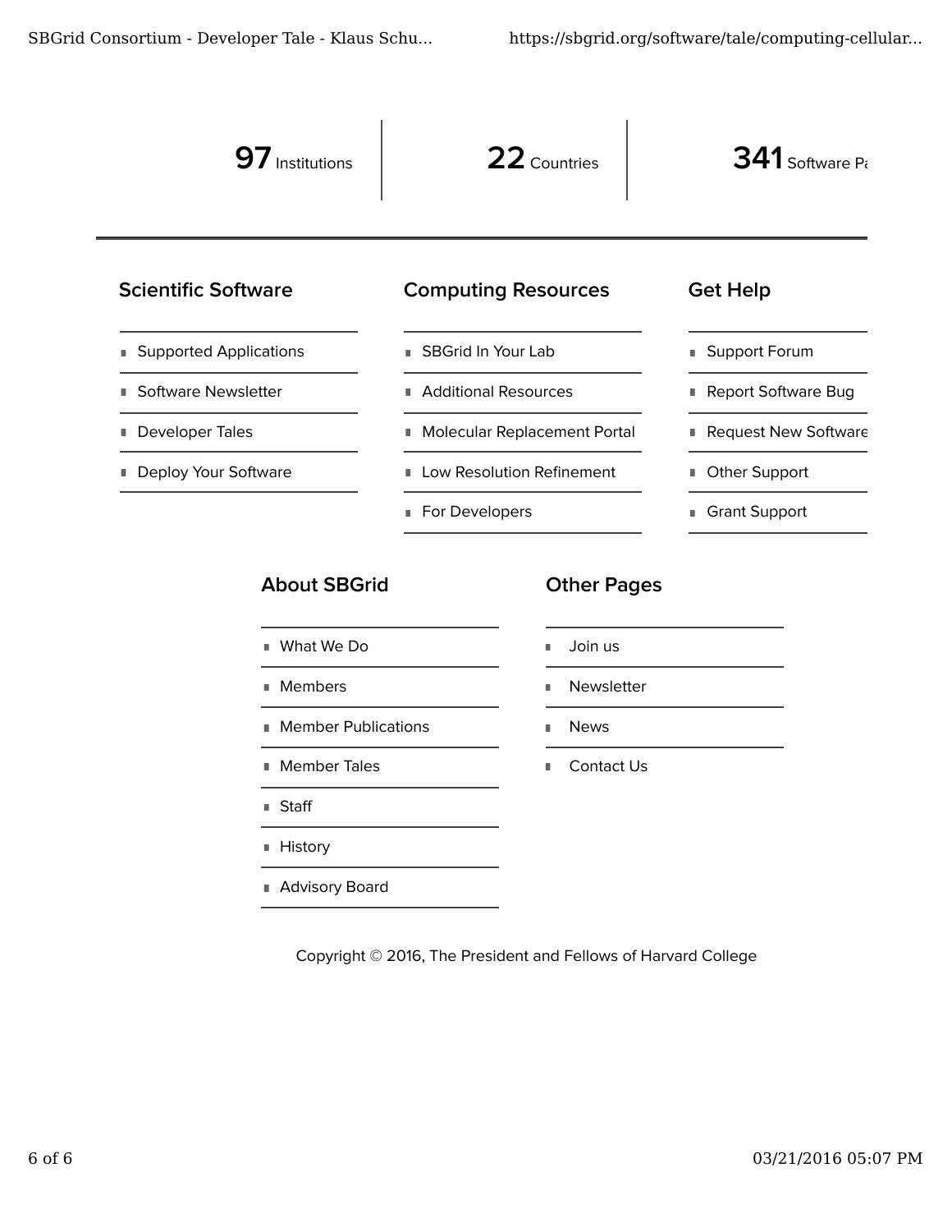**97** Institutions

**22** Countries

**341** Software Pa

### Scientific Software

- Supported Applications
- Software Newsletter
- Developer Tales
- Deploy Your Software

### Computing Resources

- SBGrid In Your Lab
- Additional Resources
- Molecular Replacement Portal
- Low Resolution Refinement
- For Developers

### Get Help

- Support Forum
- Report Software Bug
- Request New Software
- Other Support
- Grant Support

### About SBGrid

- What We Do
- Members
- Member Publications
- Member Tales
- Staff
- History
- Advisory Board

### Other Pages

- Join us
- Newsletter
- News
- Contact Us

Copyright © 2016, The President and Fellows of Harvard College